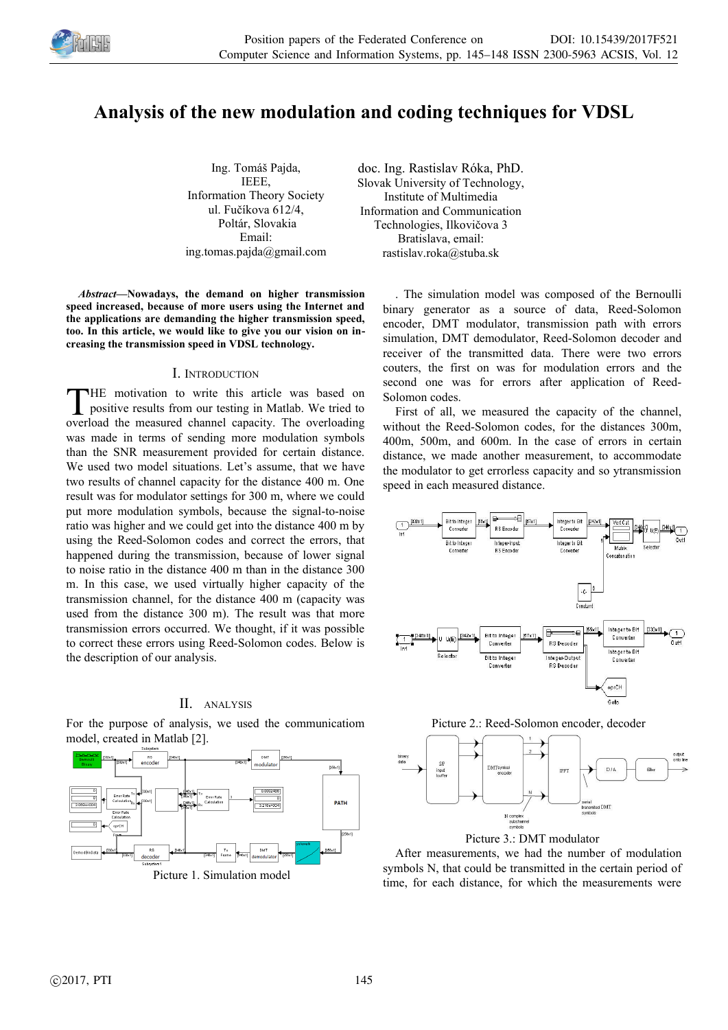# Analysis of the new modulation and coding techniques for VDSL

Ing. Tomáš Pajda,
IEEE,
Information Theory Society
ul. Fučíkova 612/4,
Poltár, Slovakia
Email:
ing.tomas.pajda@gmail.com

doc. Ing. Rastislav Róka, PhD.
Slovak University of Technology,
Institute of Multimedia
Information and Communication
Technologies, Ilkovičova 3
Bratislava, email:
rastislav.roka@stuba.sk

***Abstract*—Nowadays, the demand on higher transmission speed increased, because of more users using the Internet and the applications are demanding the higher transmission speed, too. In this article, we would like to give you our vision on increasing the transmission speed in VDSL technology.**

## I. Introduction

THE motivation to write this article was based on positive results from our testing in Matlab. We tried to overload the measured channel capacity. The overloading was made in terms of sending more modulation symbols than the SNR measurement provided for certain distance. We used two model situations. Let's assume, that we have two results of channel capacity for the distance 400 m. One result was for modulator settings for 300 m, where we could put more modulation symbols, because the signal-to-noise ratio was higher and we could get into the distance 400 m by using the Reed-Solomon codes and correct the errors, that happened during the transmission, because of lower signal to noise ratio in the distance 400 m than in the distance 300 m. In this case, we used virtually higher capacity of the transmission channel, for the distance 400 m (capacity was used from the distance 300 m). The result was that more transmission errors occurred. We thought, if it was possible to correct these errors using Reed-Solomon codes. Below is the description of our analysis.

## II. Analysis

For the purpose of analysis, we used the communication model, created in Matlab [2].

Picture 1. Simulation model

. The simulation model was composed of the Bernoulli binary generator as a source of data, Reed-Solomon encoder, DMT modulator, transmission path with errors simulation, DMT demodulator, Reed-Solomon decoder and receiver of the transmitted data. There were two errors couters, the first on was for modulation errors and the second one was for errors after application of Reed-Solomon codes.

First of all, we measured the capacity of the channel, without the Reed-Solomon codes, for the distances 300m, 400m, 500m, and 600m. In the case of errors in certain distance, we made another measurement, to accommodate the modulator to get errorless capacity and so ytransmission speed in each measured distance.

Picture 2.: Reed-Solomon encoder, decoder

Picture 3.: DMT modulator

After measurements, we had the number of modulation symbols N, that could be transmitted in the certain period of time, for each distance, for which the measurements were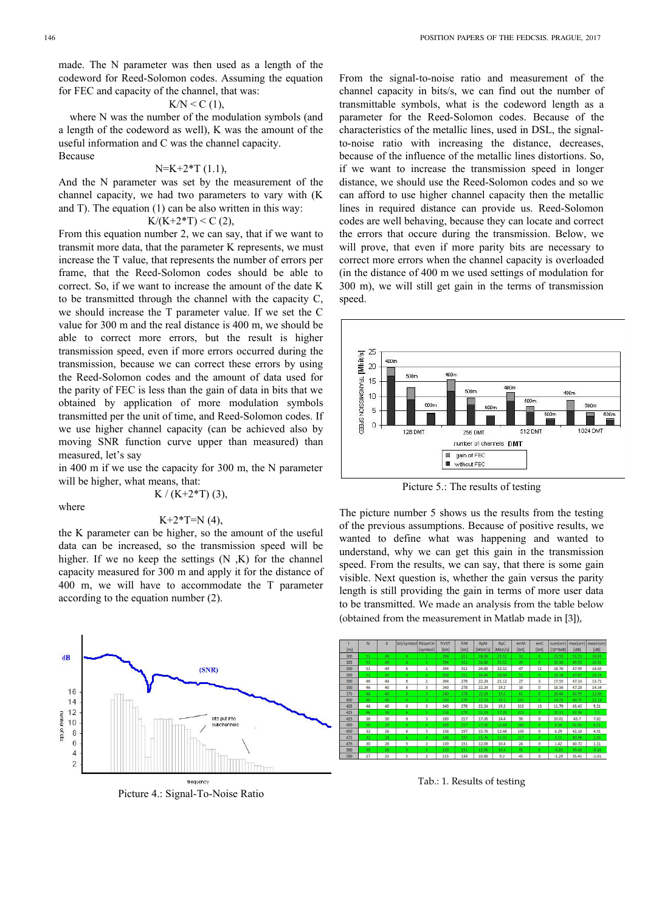made. The N parameter was then used as a length of the codeword for Reed-Solomon codes. Assuming the equation for FEC and capacity of the channel, that was:

$$K/N < C \text{ (1)},$$

where N was the number of the modulation symbols (and a length of the codeword as well), K was the amount of the useful information and C was the channel capacity.

Because

$$N=K+2*T \text{ (1.1)},$$

And the N parameter was set by the measurement of the channel capacity, we had two parameters to vary with (K and T). The equation (1) can be also written in this way:

$$K/(K+2*T) < C \text{ (2)},$$

From this equation number 2, we can say, that if we want to transmit more data, that the parameter K represents, we must increase the T value, that represents the number of errors per frame, that the Reed-Solomon codes should be able to correct. So, if we want to increase the amount of the date K to be transmitted through the channel with the capacity C, we should increase the T parameter value. If we set the C value for 300 m and the real distance is 400 m, we should be able to correct more errors, but the result is higher transmission speed, even if more errors occurred during the transmission, because we can correct these errors by using the Reed-Solomon codes and the amount of data used for the parity of FEC is less than the gain of data in bits that we obtained by application of more modulation symbols transmitted per the unit of time, and Reed-Solomon codes. If we use higher channel capacity (can be achieved also by moving SNR function curve upper than measured) than measured, let's say

in 400 m if we use the capacity for 300 m, the N parameter will be higher, what means, that:

$$K / (K+2*T) \text{ (3)},$$

where

$$K+2*T=N \text{ (4)},$$

the K parameter can be higher, so the amount of the useful data can be increased, so the transmission speed will be higher. If we no keep the settings (N ,K) for the channel capacity measured for 300 m and apply it for the distance of 400 m, we will have to accommodate the T parameter according to the equation number (2).

Picture 4.: Signal-To-Noise Ratio

From the signal-to-noise ratio and measurement of the channel capacity in bits/s, we can find out the number of transmittable symbols, what is the codeword length as a parameter for the Reed-Solomon codes. Because of the characteristics of the metallic lines, used in DSL, the signal-to-noise ratio with increasing the distance, decreases, because of the influence of the metallic lines distortions. So, if we want to increase the transmission speed in longer distance, we should use the Reed-Solomon codes and so we can afford to use higher channel capacity then the metallic lines in required distance can provide us. Reed-Solomon codes are well behaving, because they can locate and correct the errors that occure during the transmission. Below, we will prove, that even if more parity bits are necessary to correct more errors when the channel capacity is overloaded (in the distance of 400 m we used settings of modulation for 300 m), we will still get gain in the terms of transmission speed.

Picture 5.: The results of testing

The picture number 5 shows us the results from the testing of the previous assumptions. Because of positive results, we wanted to define what was happening and wanted to understand, why we can get this gain in the transmission speed. From the results, we can say, that there is some gain visible. Next question is, whether the gain versus the parity length is still providing the gain in terms of more user data to be transmitted. We made an analysis from the table below (obtained from the measurement in Matlab made in [3]),

| l [m] | N | K | bit/symbol | RSoprCH [symbol] | frVST [bit] | frM [bit] | RpM [Mbit/s] | RpC [Mbit/s] | errM [bit] | errC [bit] | sum(snr) [10^6dB] | max(snr) [dB] | mean(snr) [dB] |
|---|---|---|---|---|---|---|---|---|---|---|---|---|---|
| 300 | 51 | 49 | 6 | 1 | 294 | 311 | 24.88 | 23.52 | 12 | 0 | 21.55 | 51.13 | 16.81 |
| 325 | 51 | 49 | 6 | 1 | 294 | 311 | 24.88 | 23.52 | 19 | 0 | 20.36 | 49.55 | 15.91 |
| 350 | 51 | 49 | 6 | 1 | 294 | 311 | 24.88 | 23.52 | 47 | 11 | 18.76 | 47.99 | 14.65 |
| 350 | 51 | 43 | 6 | 4 | 258 | 311 | 24.88 | 20.64 | 51 | 0 | 18.16 | 47.47 | 14.19 |
| 350 | 46 | 44 | 6 | 1 | 264 | 278 | 22.24 | 21.12 | 27 | 3 | 17.55 | 47.14 | 13.71 |
| 350 | 46 | 40 | 6 | 3 | 240 | 278 | 22.24 | 19.2 | 18 | 0 | 18.36 | 47.28 | 14.34 |
| 375 | 46 | 40 | 6 | 3 | 240 | 278 | 22.24 | 19.2 | 61 | 0 | 16.44 | 45.99 | 12.84 |
| 400 | 46 | 40 | 6 | 3 | 240 | 278 | 22.24 | 19.2 | 142 | 0 | 14.25 | 44.71 | 11.14 |
| 425 | 46 | 40 | 6 | 3 | 240 | 278 | 22.24 | 19.2 | 332 | 13 | 11.79 | 43.43 | 9.21 |
| 425 | 46 | 36 | 6 | 5 | 216 | 278 | 22.24 | 17.28 | 323 | 0 | 10.11 | 42.96 | 7.9 |
| 425 | 36 | 30 | 6 | 3 | 180 | 217 | 17.36 | 14.4 | 90 | 0 | 10.01 | 43.7 | 7.82 |
| 450 | 36 | 28 | 6 | 4 | 168 | 217 | 17.36 | 13.44 | 260 | 0 | 8.34 | 41.85 | 6.51 |
| 450 | 32 | 26 | 6 | 3 | 156 | 197 | 15.76 | 12.48 | 150 | 0 | 6.29 | 42.16 | 4.91 |
| 475 | 32 | 24 | 6 | 4 | 144 | 197 | 15.76 | 11.52 | 317 | 0 | 3.11 | 40.56 | 2.43 |
| 475 | 30 | 26 | 5 | 2 | 130 | 151 | 12.08 | 10.4 | 24 | 0 | 1.42 | 40.72 | 1.11 |
| 500 | 30 | 26 | 5 | 2 | 130 | 151 | 12.08 | 10.4 | 95 | 0 | -0.82 | 39.48 | -0.64 |
| 500 | 27 | 23 | 5 | 2 | 115 | 136 | 10.88 | 9.2 | 45 | 0 | -1.29 | 35.41 | -1.01 |

Tab.: 1. Results of testing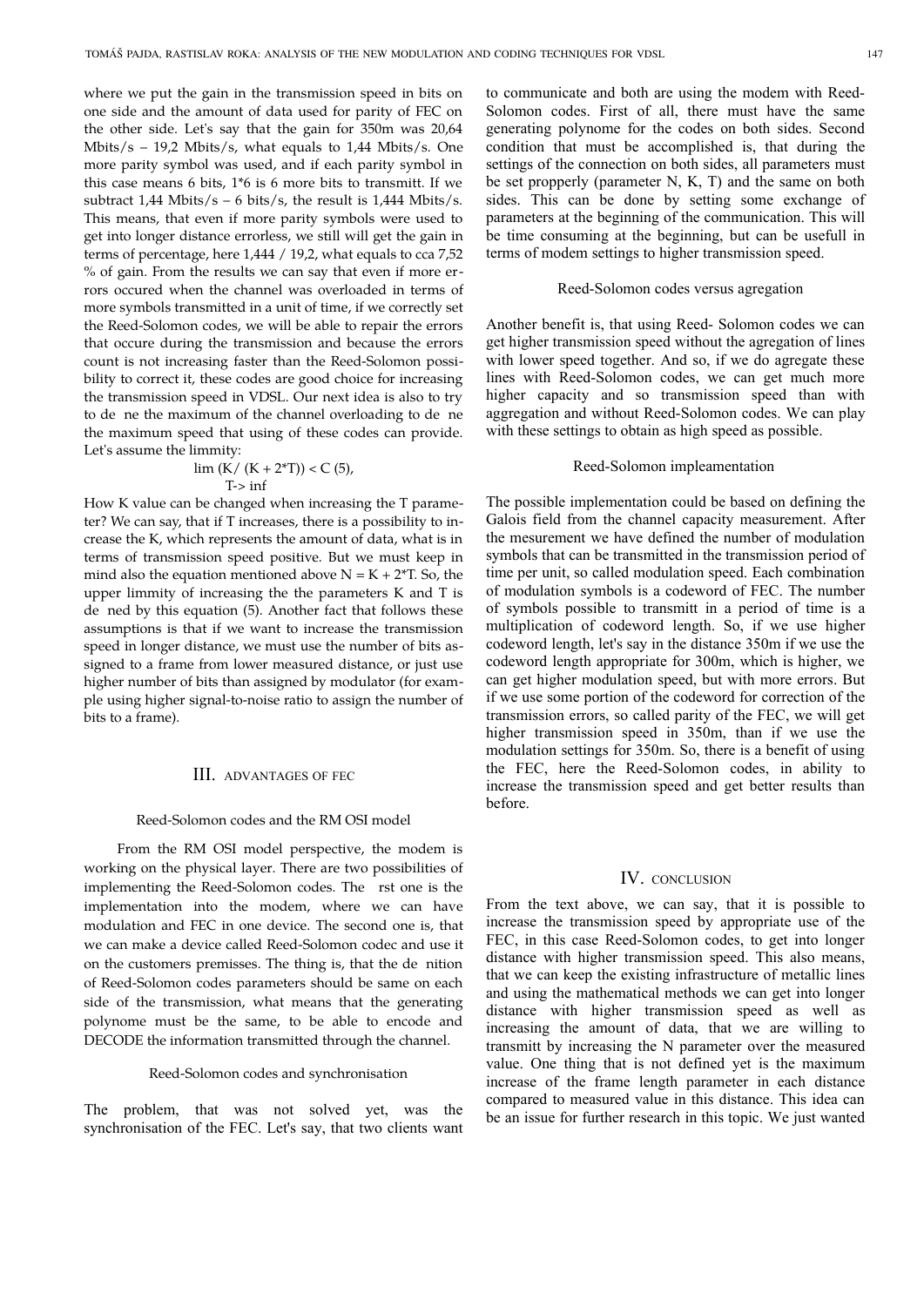where we put the gain in the transmission speed in bits on one side and the amount of data used for parity of FEC on the other side. Let's say that the gain for 350m was 20,64 Mbits/s – 19,2 Mbits/s, what equals to 1,44 Mbits/s. One more parity symbol was used, and if each parity symbol in this case means 6 bits, 1*6 is 6 more bits to transmitt. If we subtract 1,44 Mbits/s – 6 bits/s, the result is 1,444 Mbits/s. This means, that even if more parity symbols were used to get into longer distance errorless, we still will get the gain in terms of percentage, here 1,444 / 19,2, what equals to cca 7,52 % of gain. From the results we can say that even if more errors occured when the channel was overloaded in terms of more symbols transmitted in a unit of time, if we correctly set the Reed-Solomon codes, we will be able to repair the errors that occure during the transmission and because the errors count is not increasing faster than the Reed-Solomon possibility to correct it, these codes are good choice for increasing the transmission speed in VDSL. Our next idea is also to try to de ne the maximum of the channel overloading to de ne the maximum speed that using of these codes can provide. Let's assume the limmity:

$$\lim_{T \to \infty} (K / (K + 2^*T)) < C \quad (5),$$

How K value can be changed when increasing the T parameter? We can say, that if T increases, there is a possibility to increase the K, which represents the amount of data, what is in terms of transmission speed positive. But we must keep in mind also the equation mentioned above N = K + 2*T. So, the upper limmity of increasing the the parameters K and T is de ned by this equation (5). Another fact that follows these assumptions is that if we want to increase the transmission speed in longer distance, we must use the number of bits assigned to a frame from lower measured distance, or just use higher number of bits than assigned by modulator (for example using higher signal-to-noise ratio to assign the number of bits to a frame).

## III. Advantages of FEC

### Reed-Solomon codes and the RM OSI model

From the RM OSI model perspective, the modem is working on the physical layer. There are two possibilities of implementing the Reed-Solomon codes. The rst one is the implementation into the modem, where we can have modulation and FEC in one device. The second one is, that we can make a device called Reed-Solomon codec and use it on the customers premisses. The thing is, that the de nition of Reed-Solomon codes parameters should be same on each side of the transmission, what means that the generating polynome must be the same, to be able to encode and DECODE the information transmitted through the channel.

### Reed-Solomon codes and synchronisation

The problem, that was not solved yet, was the synchronisation of the FEC. Let's say, that two clients want to communicate and both are using the modem with Reed-Solomon codes. First of all, there must have the same generating polynome for the codes on both sides. Second condition that must be accomplished is, that during the settings of the connection on both sides, all parameters must be set propperly (parameter N, K, T) and the same on both sides. This can be done by setting some exchange of parameters at the beginning of the communication. This will be time consuming at the beginning, but can be usefull in terms of modem settings to higher transmission speed.

### Reed-Solomon codes versus agregation

Another benefit is, that using Reed- Solomon codes we can get higher transmission speed without the agregation of lines with lower speed together. And so, if we do agregate these lines with Reed-Solomon codes, we can get much more higher capacity and so transmission speed than with aggregation and without Reed-Solomon codes. We can play with these settings to obtain as high speed as possible.

### Reed-Solomon impleamentation

The possible implementation could be based on defining the Galois field from the channel capacity measurement. After the mesurement we have defined the number of modulation symbols that can be transmitted in the transmission period of time per unit, so called modulation speed. Each combination of modulation symbols is a codeword of FEC. The number of symbols possible to transmitt in a period of time is a multiplication of codeword length. So, if we use higher codeword length, let's say in the distance 350m if we use the codeword length appropriate for 300m, which is higher, we can get higher modulation speed, but with more errors. But if we use some portion of the codeword for correction of the transmission errors, so called parity of the FEC, we will get higher transmission speed in 350m, than if we use the modulation settings for 350m. So, there is a benefit of using the FEC, here the Reed-Solomon codes, in ability to increase the transmission speed and get better results than before.

## IV. Conclusion

From the text above, we can say, that it is possible to increase the transmission speed by appropriate use of the FEC, in this case Reed-Solomon codes, to get into longer distance with higher transmission speed. This also means, that we can keep the existing infrastructure of metallic lines and using the mathematical methods we can get into longer distance with higher transmission speed as well as increasing the amount of data, that we are willing to transmitt by increasing the N parameter over the measured value. One thing that is not defined yet is the maximum increase of the frame length parameter in each distance compared to measured value in this distance. This idea can be an issue for further research in this topic. We just wanted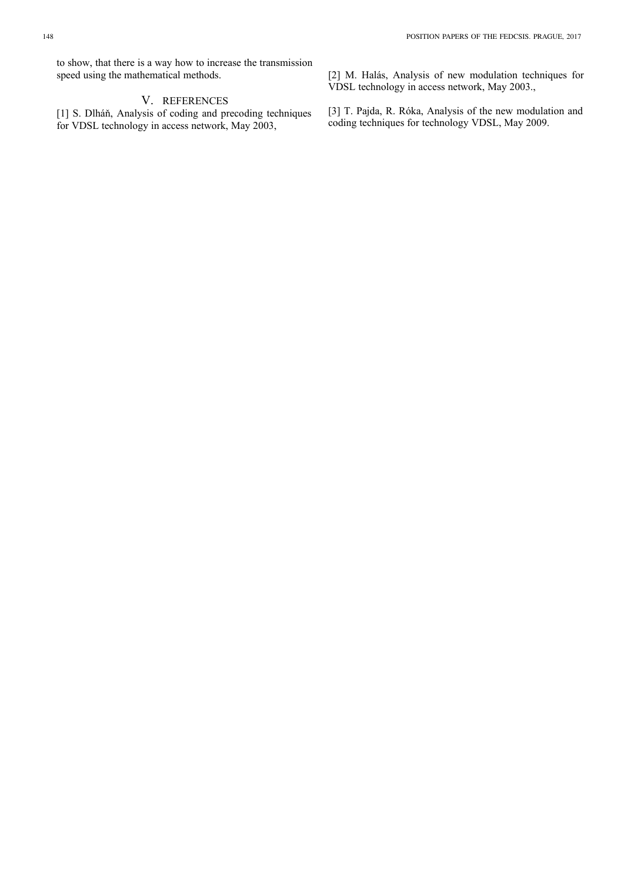to show, that there is a way how to increase the transmission speed using the mathematical methods.

## V. REFERENCES

[1] S. Dlháň, Analysis of coding and precoding techniques for VDSL technology in access network, May 2003,

[2] M. Halás, Analysis of new modulation techniques for VDSL technology in access network, May 2003.,

[3] T. Pajda, R. Róka, Analysis of the new modulation and coding techniques for technology VDSL, May 2009.